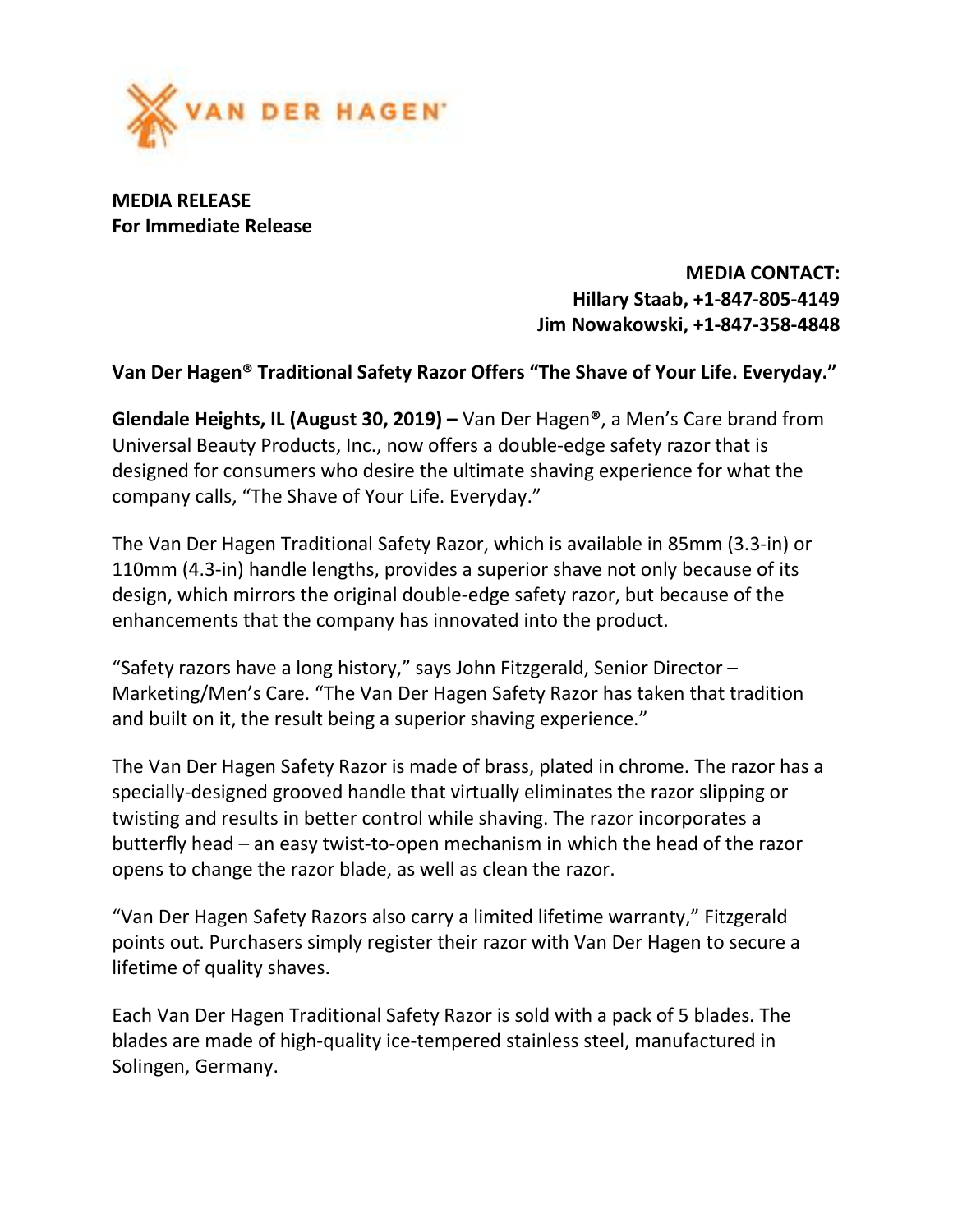VAN DER HAGEN®

**MEDIA RELEASE**
**For Immediate Release**

**MEDIA CONTACT:**
**Hillary Staab, +1-847-805-4149**
**Jim Nowakowski, +1-847-358-4848**

**Van Der Hagen® Traditional Safety Razor Offers "The Shave of Your Life. Everyday."**

**Glendale Heights, IL (August 30, 2019) –** Van Der Hagen**®**, a Men's Care brand from Universal Beauty Products, Inc., now offers a double-edge safety razor that is designed for consumers who desire the ultimate shaving experience for what the company calls, "The Shave of Your Life. Everyday."

The Van Der Hagen Traditional Safety Razor, which is available in 85mm (3.3-in) or 110mm (4.3-in) handle lengths, provides a superior shave not only because of its design, which mirrors the original double-edge safety razor, but because of the enhancements that the company has innovated into the product.

"Safety razors have a long history," says John Fitzgerald, Senior Director – Marketing/Men's Care. "The Van Der Hagen Safety Razor has taken that tradition and built on it, the result being a superior shaving experience."

The Van Der Hagen Safety Razor is made of brass, plated in chrome. The razor has a specially-designed grooved handle that virtually eliminates the razor slipping or twisting and results in better control while shaving. The razor incorporates a butterfly head – an easy twist-to-open mechanism in which the head of the razor opens to change the razor blade, as well as clean the razor.

"Van Der Hagen Safety Razors also carry a limited lifetime warranty," Fitzgerald points out. Purchasers simply register their razor with Van Der Hagen to secure a lifetime of quality shaves.

Each Van Der Hagen Traditional Safety Razor is sold with a pack of 5 blades. The blades are made of high-quality ice-tempered stainless steel, manufactured in Solingen, Germany.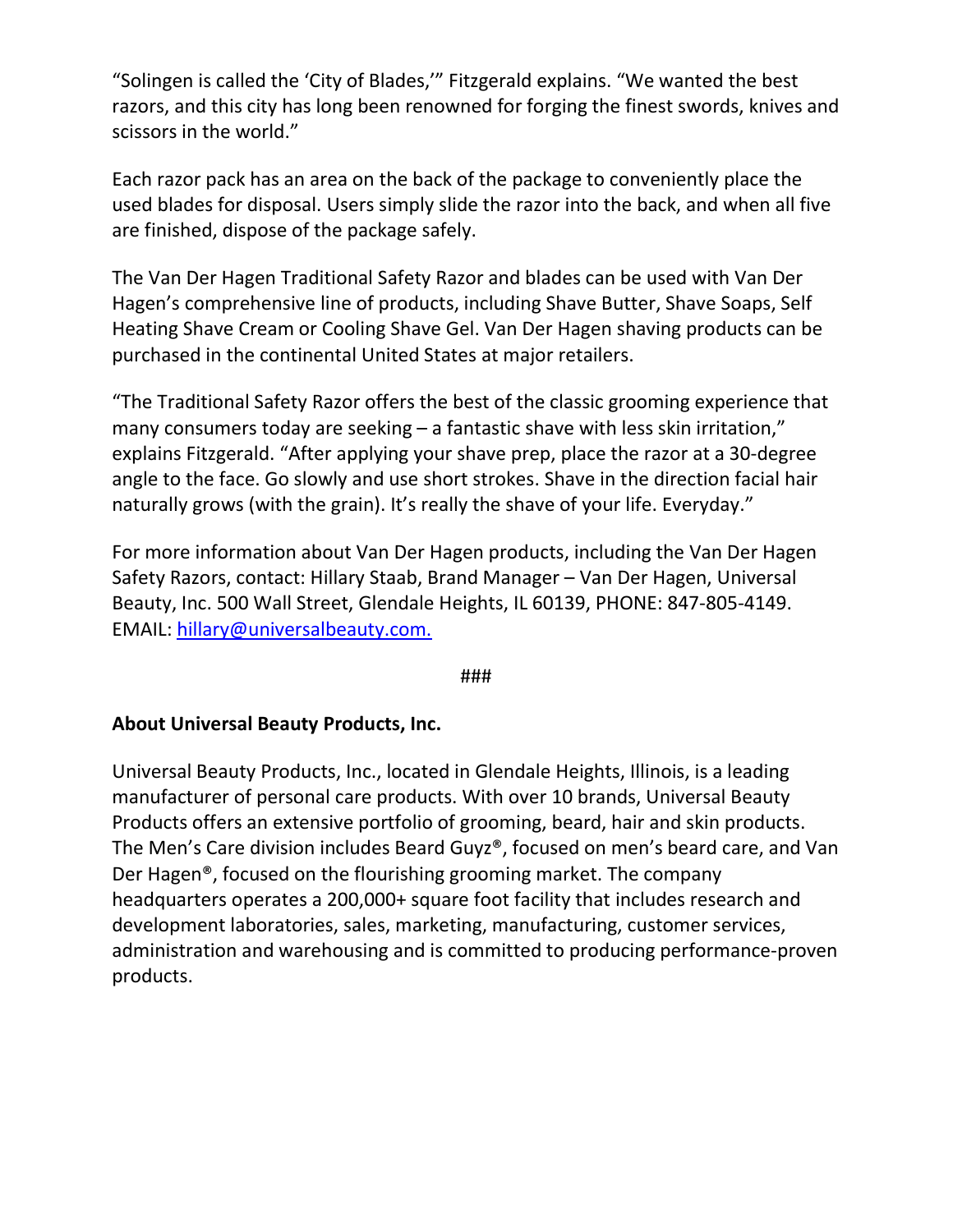"Solingen is called the 'City of Blades,'" Fitzgerald explains. "We wanted the best razors, and this city has long been renowned for forging the finest swords, knives and scissors in the world."

Each razor pack has an area on the back of the package to conveniently place the used blades for disposal. Users simply slide the razor into the back, and when all five are finished, dispose of the package safely.

The Van Der Hagen Traditional Safety Razor and blades can be used with Van Der Hagen's comprehensive line of products, including Shave Butter, Shave Soaps, Self Heating Shave Cream or Cooling Shave Gel. Van Der Hagen shaving products can be purchased in the continental United States at major retailers.

"The Traditional Safety Razor offers the best of the classic grooming experience that many consumers today are seeking – a fantastic shave with less skin irritation," explains Fitzgerald. "After applying your shave prep, place the razor at a 30-degree angle to the face. Go slowly and use short strokes. Shave in the direction facial hair naturally grows (with the grain). It's really the shave of your life. Everyday."

For more information about Van Der Hagen products, including the Van Der Hagen Safety Razors, contact: Hillary Staab, Brand Manager – Van Der Hagen, Universal Beauty, Inc. 500 Wall Street, Glendale Heights, IL 60139, PHONE: 847-805-4149. EMAIL: hillary@universalbeauty.com.

###

**About Universal Beauty Products, Inc.**

Universal Beauty Products, Inc., located in Glendale Heights, Illinois, is a leading manufacturer of personal care products. With over 10 brands, Universal Beauty Products offers an extensive portfolio of grooming, beard, hair and skin products. The Men's Care division includes Beard Guyz®, focused on men's beard care, and Van Der Hagen®, focused on the flourishing grooming market. The company headquarters operates a 200,000+ square foot facility that includes research and development laboratories, sales, marketing, manufacturing, customer services, administration and warehousing and is committed to producing performance-proven products.